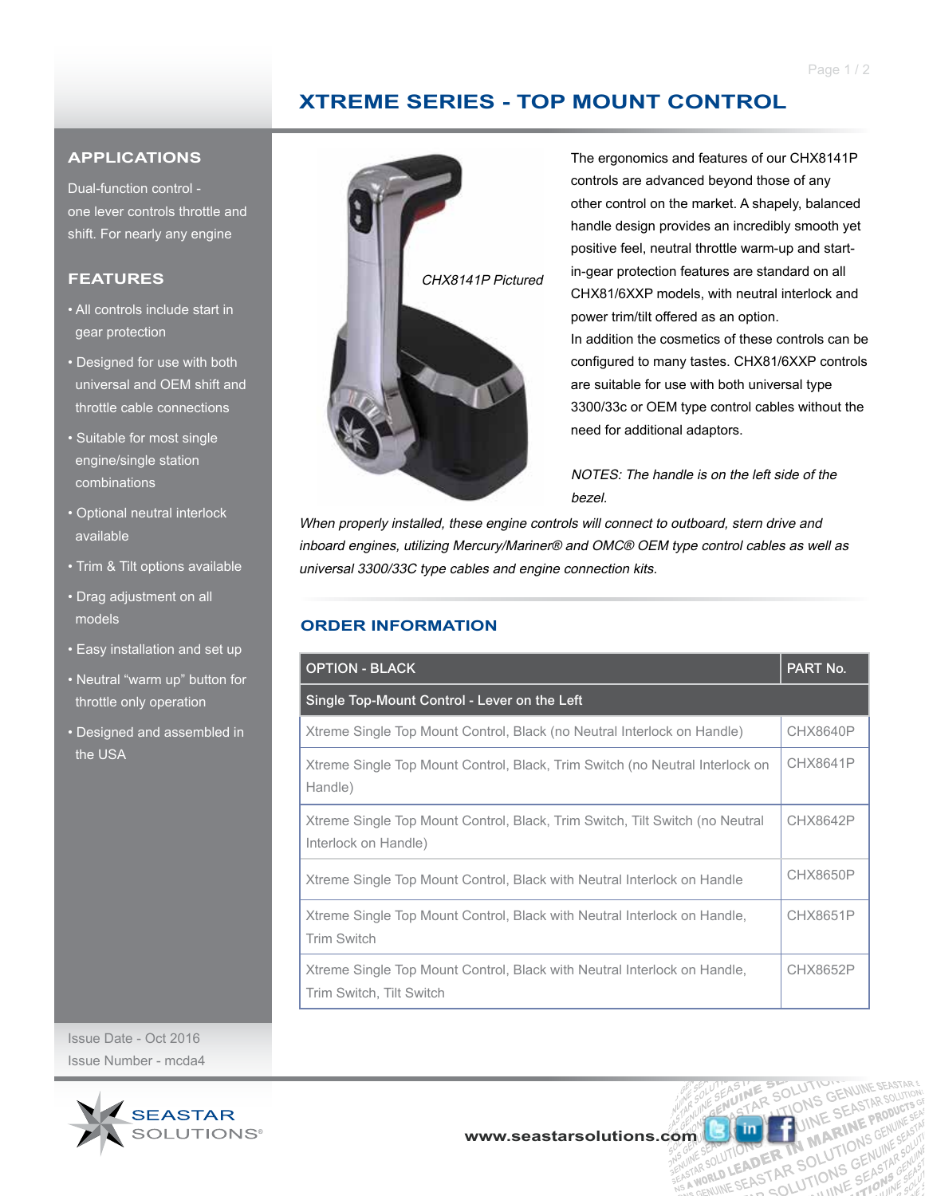# XTREME SERIES - TOP MOUNT CONTROL

## APPLICATIONS

Dual-function control - one lever controls throttle and shift. For nearly any engine

## FEATURES

- All controls include start in gear protection
- Designed for use with both universal and OEM shift and throttle cable connections
- Suitable for most single engine/single station combinations
- Optional neutral interlock available
- Trim & Tilt options available
- Drag adjustment on all models
- Easy installation and set up
- Neutral "warm up" button for throttle only operation
- Designed and assembled in the USA

Issue Date - Oct 2016

Issue Number - mcda4

*CHX8141P Pictured*

The ergonomics and features of our CHX8141P controls are advanced beyond those of any other control on the market. A shapely, balanced handle design provides an incredibly smooth yet positive feel, neutral throttle warm-up and start-in-gear protection features are standard on all CHX81/6XXP models, with neutral interlock and power trim/tilt offered as an option.

In addition the cosmetics of these controls can be configured to many tastes. CHX81/6XXP controls are suitable for use with both universal type 3300/33c or OEM type control cables without the need for additional adaptors.

*NOTES: The handle is on the left side of the bezel.*

*When properly installed, these engine controls will connect to outboard, stern drive and inboard engines, utilizing Mercury/Mariner® and OMC® OEM type control cables as well as universal 3300/33C type cables and engine connection kits.*

## ORDER INFORMATION

| OPTION - BLACK | PART No. |
|---|---|
| **Single Top-Mount Control - Lever on the Left** | |
| Xtreme Single Top Mount Control, Black (no Neutral Interlock on Handle) | CHX8640P |
| Xtreme Single Top Mount Control, Black, Trim Switch (no Neutral Interlock on Handle) | CHX8641P |
| Xtreme Single Top Mount Control, Black, Trim Switch, Tilt Switch (no Neutral Interlock on Handle) | CHX8642P |
| Xtreme Single Top Mount Control, Black with Neutral Interlock on Handle | CHX8650P |
| Xtreme Single Top Mount Control, Black with Neutral Interlock on Handle, Trim Switch | CHX8651P |
| Xtreme Single Top Mount Control, Black with Neutral Interlock on Handle, Trim Switch, Tilt Switch | CHX8652P |

SEASTAR SOLUTIONS®

www.seastarsolutions.com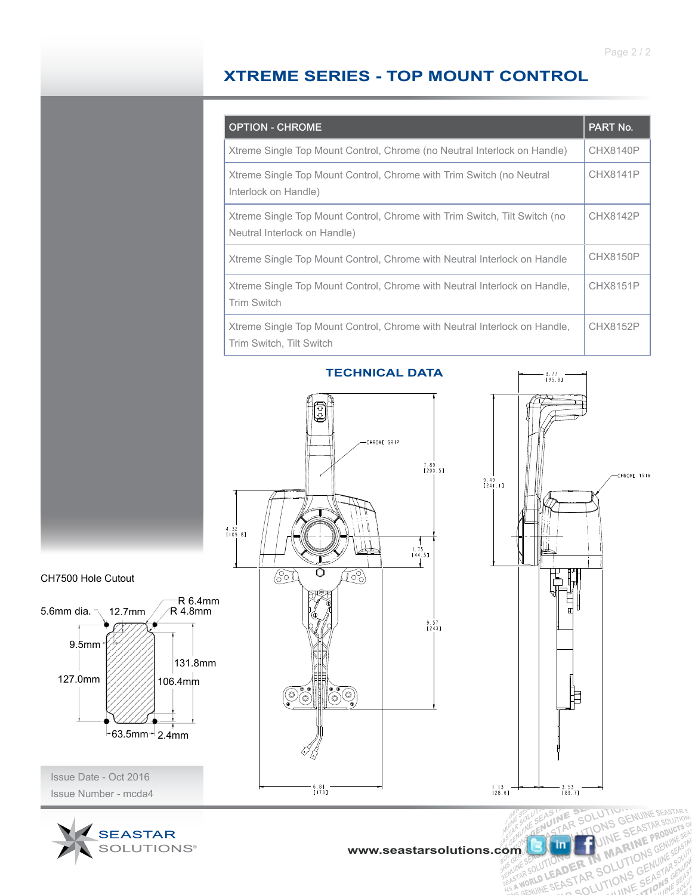# XTREME SERIES - TOP MOUNT CONTROL

| OPTION - CHROME | PART No. |
|---|---|
| Xtreme Single Top Mount Control, Chrome (no Neutral Interlock on Handle) | CHX8140P |
| Xtreme Single Top Mount Control, Chrome with Trim Switch (no Neutral Interlock on Handle) | CHX8141P |
| Xtreme Single Top Mount Control, Chrome with Trim Switch, Tilt Switch (no Neutral Interlock on Handle) | CHX8142P |
| Xtreme Single Top Mount Control, Chrome with Neutral Interlock on Handle | CHX8150P |
| Xtreme Single Top Mount Control, Chrome with Neutral Interlock on Handle, Trim Switch | CHX8151P |
| Xtreme Single Top Mount Control, Chrome with Neutral Interlock on Handle, Trim Switch, Tilt Switch | CHX8152P |

## TECHNICAL DATA

CHROME GRIP

7.89 [200.5]

4.32 [109.8]

1.75 [44.5]

9.57 [243]

6.81 [173]

3.77 [95.8]

9.49 [241.1]

CHROME TRIM

1.13 [28.6]

3.53 [89.7]

CH7500 Hole Cutout

5.6mm dia.

12.7mm

R 6.4mm

R 4.8mm

9.5mm

127.0mm

131.8mm

106.4mm

63.5mm

2.4mm

Issue Date - Oct 2016

Issue Number - mcda4

SEASTAR SOLUTIONS®

www.seastarsolutions.com